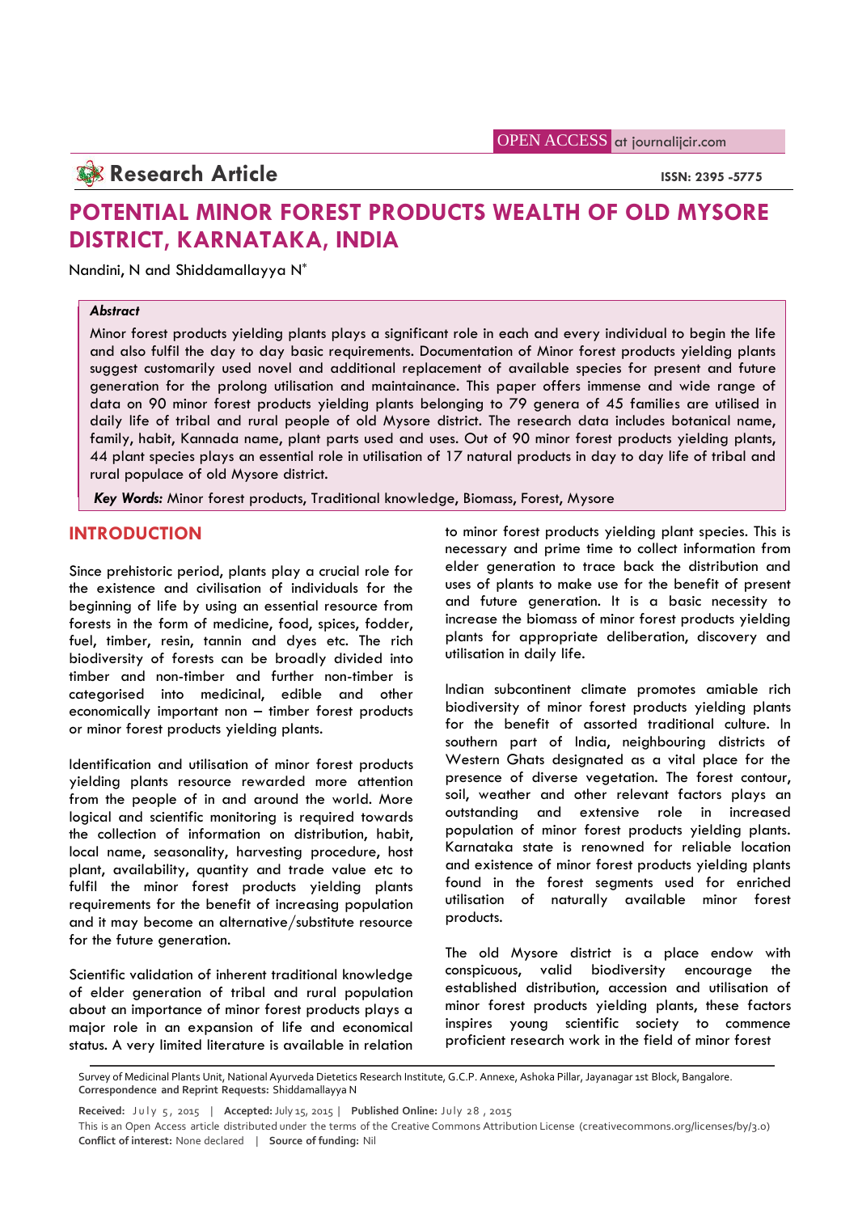**Research Article**

ISSN: 2395 -5775

# POTENTIAL MINOR FOREST PRODUCTS WEALTH OF OLD MYSORE DISTRICT, KARNATAKA, INDIA

Nandini, N and Shiddamallayya N*

***Abstract***

Minor forest products yielding plants plays a significant role in each and every individual to begin the life and also fulfil the day to day basic requirements. Documentation of Minor forest products yielding plants suggest customarily used novel and additional replacement of available species for present and future generation for the prolong utilisation and maintainance. This paper offers immense and wide range of data on 90 minor forest products yielding plants belonging to 79 genera of 45 families are utilised in daily life of tribal and rural people of old Mysore district. The research data includes botanical name, family, habit, Kannada name, plant parts used and uses. Out of 90 minor forest products yielding plants, 44 plant species plays an essential role in utilisation of 17 natural products in day to day life of tribal and rural populace of old Mysore district.

***Key Words:*** Minor forest products, Traditional knowledge, Biomass, Forest, Mysore

## INTRODUCTION

Since prehistoric period, plants play a crucial role for the existence and civilisation of individuals for the beginning of life by using an essential resource from forests in the form of medicine, food, spices, fodder, fuel, timber, resin, tannin and dyes etc. The rich biodiversity of forests can be broadly divided into timber and non-timber and further non-timber is categorised into medicinal, edible and other economically important non – timber forest products or minor forest products yielding plants.

Identification and utilisation of minor forest products yielding plants resource rewarded more attention from the people of in and around the world. More logical and scientific monitoring is required towards the collection of information on distribution, habit, local name, seasonality, harvesting procedure, host plant, availability, quantity and trade value etc to fulfil the minor forest products yielding plants requirements for the benefit of increasing population and it may become an alternative/substitute resource for the future generation.

Scientific validation of inherent traditional knowledge of elder generation of tribal and rural population about an importance of minor forest products plays a major role in an expansion of life and economical status. A very limited literature is available in relation to minor forest products yielding plant species. This is necessary and prime time to collect information from elder generation to trace back the distribution and uses of plants to make use for the benefit of present and future generation. It is a basic necessity to increase the biomass of minor forest products yielding plants for appropriate deliberation, discovery and utilisation in daily life.

Indian subcontinent climate promotes amiable rich biodiversity of minor forest products yielding plants for the benefit of assorted traditional culture. In southern part of India, neighbouring districts of Western Ghats designated as a vital place for the presence of diverse vegetation. The forest contour, soil, weather and other relevant factors plays an outstanding and extensive role in increased population of minor forest products yielding plants. Karnataka state is renowned for reliable location and existence of minor forest products yielding plants found in the forest segments used for enriched utilisation of naturally available minor forest products.

The old Mysore district is a place endow with conspicuous, valid biodiversity encourage the established distribution, accession and utilisation of minor forest products yielding plants, these factors inspires young scientific society to commence proficient research work in the field of minor forest

Survey of Medicinal Plants Unit, National Ayurveda Dietetics Research Institute, G.C.P. Annexe, Ashoka Pillar, Jayanagar 1st Block, Bangalore.
**Correspondence and Reprint Requests:** Shiddamallayya N

**Received:** July 5, 2015 | **Accepted:** July 15, 2015 | **Published Online:** July 28, 2015

This is an Open Access article distributed under the terms of the Creative Commons Attribution License (creativecommons.org/licenses/by/3.0)
**Conflict of interest:** None declared | **Source of funding:** Nil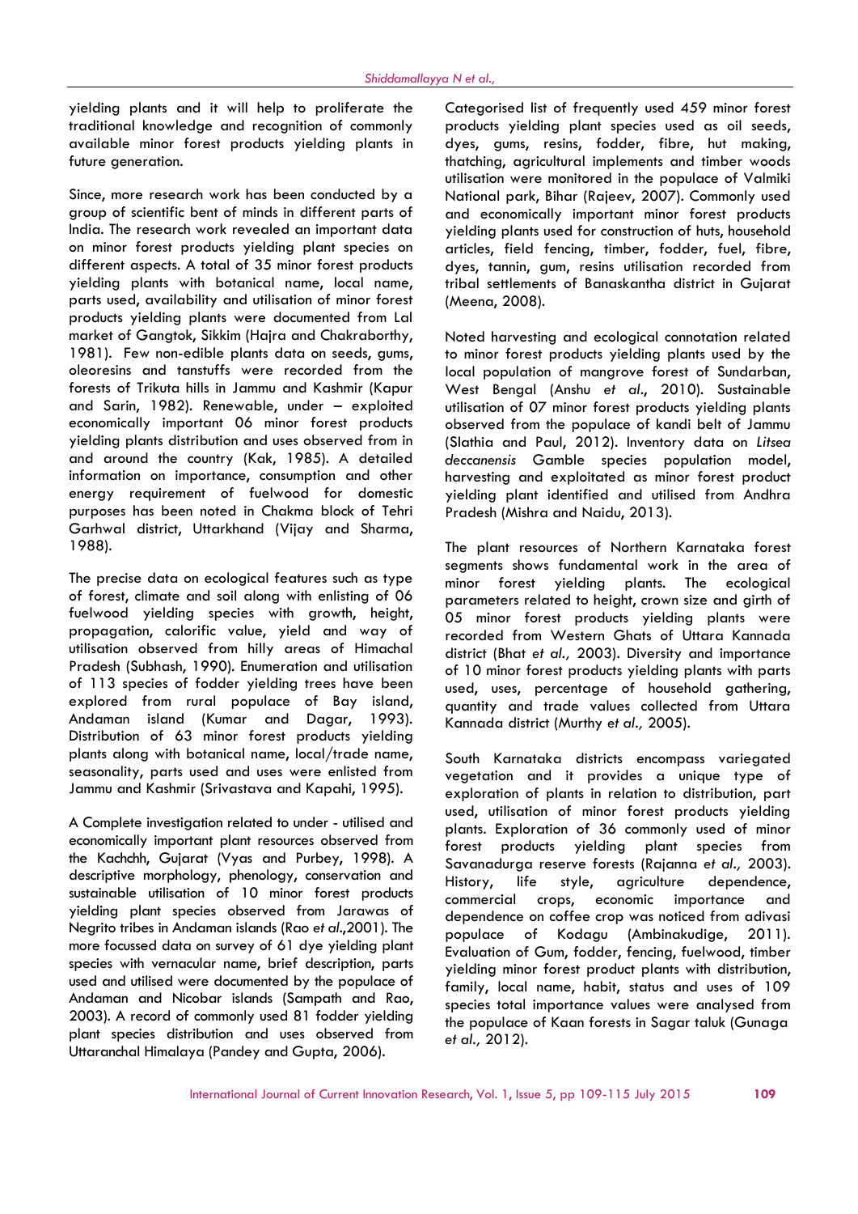yielding plants and it will help to proliferate the traditional knowledge and recognition of commonly available minor forest products yielding plants in future generation.

Since, more research work has been conducted by a group of scientific bent of minds in different parts of India. The research work revealed an important data on minor forest products yielding plant species on different aspects. A total of 35 minor forest products yielding plants with botanical name, local name, parts used, availability and utilisation of minor forest products yielding plants were documented from Lal market of Gangtok, Sikkim (Hajra and Chakraborthy, 1981). Few non-edible plants data on seeds, gums, oleoresins and tanstuffs were recorded from the forests of Trikuta hills in Jammu and Kashmir (Kapur and Sarin, 1982). Renewable, under – exploited economically important 06 minor forest products yielding plants distribution and uses observed from in and around the country (Kak, 1985). A detailed information on importance, consumption and other energy requirement of fuelwood for domestic purposes has been noted in Chakma block of Tehri Garhwal district, Uttarkhand (Vijay and Sharma, 1988).

The precise data on ecological features such as type of forest, climate and soil along with enlisting of 06 fuelwood yielding species with growth, height, propagation, calorific value, yield and way of utilisation observed from hilly areas of Himachal Pradesh (Subhash, 1990). Enumeration and utilisation of 113 species of fodder yielding trees have been explored from rural populace of Bay island, Andaman island (Kumar and Dagar, 1993). Distribution of 63 minor forest products yielding plants along with botanical name, local/trade name, seasonality, parts used and uses were enlisted from Jammu and Kashmir (Srivastava and Kapahi, 1995).

A Complete investigation related to under - utilised and economically important plant resources observed from the Kachchh, Gujarat (Vyas and Purbey, 1998). A descriptive morphology, phenology, conservation and sustainable utilisation of 10 minor forest products yielding plant species observed from Jarawas of Negrito tribes in Andaman islands (Rao *et al.*,2001). The more focussed data on survey of 61 dye yielding plant species with vernacular name, brief description, parts used and utilised were documented by the populace of Andaman and Nicobar islands (Sampath and Rao, 2003). A record of commonly used 81 fodder yielding plant species distribution and uses observed from Uttaranchal Himalaya (Pandey and Gupta, 2006).

Categorised list of frequently used 459 minor forest products yielding plant species used as oil seeds, dyes, gums, resins, fodder, fibre, hut making, thatching, agricultural implements and timber woods utilisation were monitored in the populace of Valmiki National park, Bihar (Rajeev, 2007). Commonly used and economically important minor forest products yielding plants used for construction of huts, household articles, field fencing, timber, fodder, fuel, fibre, dyes, tannin, gum, resins utilisation recorded from tribal settlements of Banaskantha district in Gujarat (Meena, 2008).

Noted harvesting and ecological connotation related to minor forest products yielding plants used by the local population of mangrove forest of Sundarban, West Bengal (Anshu *et al*., 2010). Sustainable utilisation of 07 minor forest products yielding plants observed from the populace of kandi belt of Jammu (Slathia and Paul, 2012). Inventory data on *Litsea deccanensis* Gamble species population model, harvesting and exploitated as minor forest product yielding plant identified and utilised from Andhra Pradesh (Mishra and Naidu, 2013).

The plant resources of Northern Karnataka forest segments shows fundamental work in the area of minor forest yielding plants. The ecological parameters related to height, crown size and girth of 05 minor forest products yielding plants were recorded from Western Ghats of Uttara Kannada district (Bhat *et al.,* 2003). Diversity and importance of 10 minor forest products yielding plants with parts used, uses, percentage of household gathering, quantity and trade values collected from Uttara Kannada district (Murthy *et al.,* 2005).

South Karnataka districts encompass variegated vegetation and it provides a unique type of exploration of plants in relation to distribution, part used, utilisation of minor forest products yielding plants. Exploration of 36 commonly used of minor forest products yielding plant species from Savanadurga reserve forests (Rajanna *et al.,* 2003). History, life style, agriculture dependence, commercial crops, economic importance and dependence on coffee crop was noticed from adivasi populace of Kodagu (Ambinakudige, 2011). Evaluation of Gum, fodder, fencing, fuelwood, timber yielding minor forest product plants with distribution, family, local name, habit, status and uses of 109 species total importance values were analysed from the populace of Kaan forests in Sagar taluk (Gunaga *et al.,* 2012).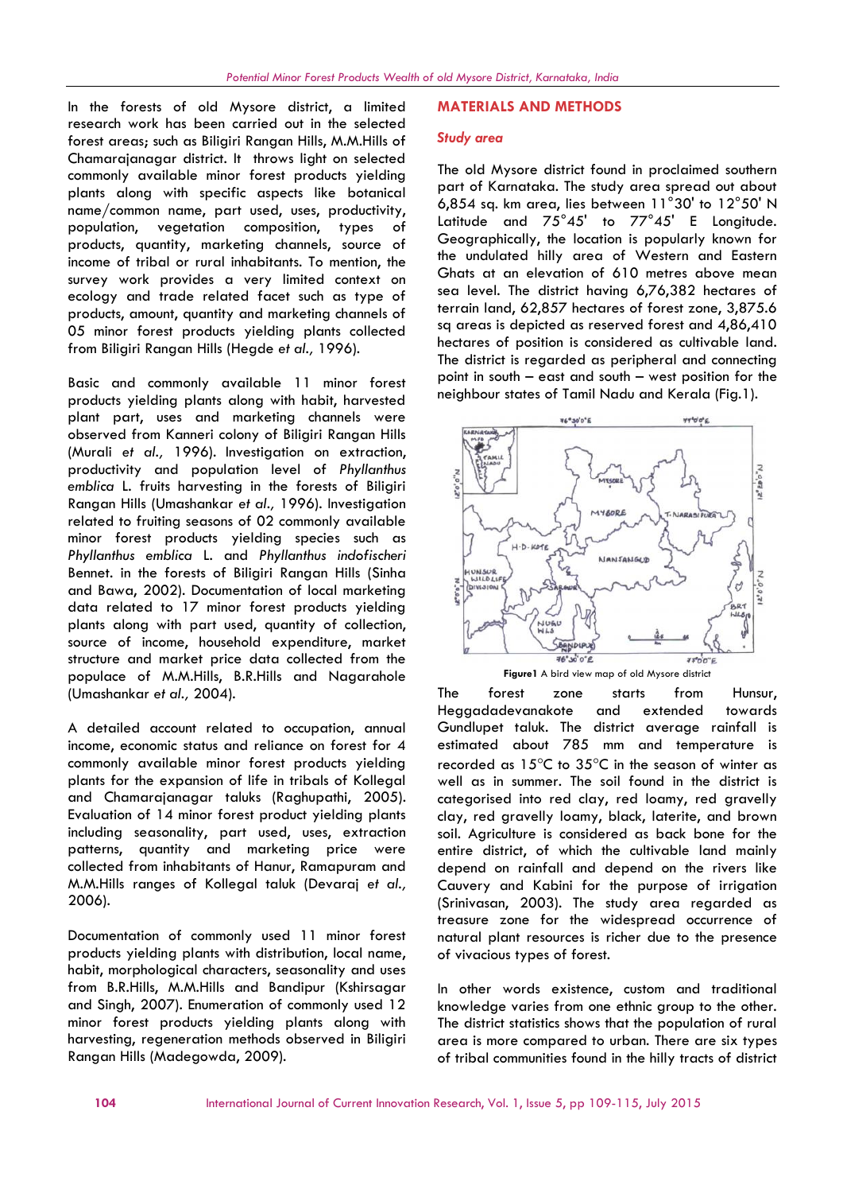In the forests of old Mysore district, a limited research work has been carried out in the selected forest areas; such as Biligiri Rangan Hills, M.M.Hills of Chamarajanagar district. It throws light on selected commonly available minor forest products yielding plants along with specific aspects like botanical name/common name, part used, uses, productivity, population, vegetation composition, types of products, quantity, marketing channels, source of income of tribal or rural inhabitants. To mention, the survey work provides a very limited context on ecology and trade related facet such as type of products, amount, quantity and marketing channels of 05 minor forest products yielding plants collected from Biligiri Rangan Hills (Hegde *et al.,* 1996).

Basic and commonly available 11 minor forest products yielding plants along with habit, harvested plant part, uses and marketing channels were observed from Kanneri colony of Biligiri Rangan Hills (Murali *et al.,* 1996). Investigation on extraction, productivity and population level of *Phyllanthus emblica* L. fruits harvesting in the forests of Biligiri Rangan Hills (Umashankar *et al.,* 1996). Investigation related to fruiting seasons of 02 commonly available minor forest products yielding species such as *Phyllanthus emblica* L. and *Phyllanthus indofischeri* Bennet. in the forests of Biligiri Rangan Hills (Sinha and Bawa, 2002). Documentation of local marketing data related to 17 minor forest products yielding plants along with part used, quantity of collection, source of income, household expenditure, market structure and market price data collected from the populace of M.M.Hills, B.R.Hills and Nagarahole (Umashankar *et al.,* 2004).

A detailed account related to occupation, annual income, economic status and reliance on forest for 4 commonly available minor forest products yielding plants for the expansion of life in tribals of Kollegal and Chamarajanagar taluks (Raghupathi, 2005). Evaluation of 14 minor forest product yielding plants including seasonality, part used, uses, extraction patterns, quantity and marketing price were collected from inhabitants of Hanur, Ramapuram and M.M.Hills ranges of Kollegal taluk (Devaraj *et al.,* 2006).

Documentation of commonly used 11 minor forest products yielding plants with distribution, local name, habit, morphological characters, seasonality and uses from B.R.Hills, M.M.Hills and Bandipur (Kshirsagar and Singh, 2007). Enumeration of commonly used 12 minor forest products yielding plants along with harvesting, regeneration methods observed in Biligiri Rangan Hills (Madegowda, 2009).

## MATERIALS AND METHODS

### *Study area*

The old Mysore district found in proclaimed southern part of Karnataka. The study area spread out about 6,854 sq. km area, lies between 11°30' to 12°50' N Latitude and 75°45' to 77°45' E Longitude. Geographically, the location is popularly known for the undulated hilly area of Western and Eastern Ghats at an elevation of 610 metres above mean sea level. The district having 6,76,382 hectares of terrain land, 62,857 hectares of forest zone, 3,875.6 sq areas is depicted as reserved forest and 4,86,410 hectares of position is considered as cultivable land. The district is regarded as peripheral and connecting point in south – east and south – west position for the neighbour states of Tamil Nadu and Kerala (Fig.1).

**Figure1** A bird view map of old Mysore district

The forest zone starts from Hunsur, Heggadadevanakote and extended towards Gundlupet taluk. The district average rainfall is estimated about 785 mm and temperature is recorded as 15°C to 35°C in the season of winter as well as in summer. The soil found in the district is categorised into red clay, red loamy, red gravelly clay, red gravelly loamy, black, laterite, and brown soil. Agriculture is considered as back bone for the entire district, of which the cultivable land mainly depend on rainfall and depend on the rivers like Cauvery and Kabini for the purpose of irrigation (Srinivasan, 2003). The study area regarded as treasure zone for the widespread occurrence of natural plant resources is richer due to the presence of vivacious types of forest.

In other words existence, custom and traditional knowledge varies from one ethnic group to the other. The district statistics shows that the population of rural area is more compared to urban. There are six types of tribal communities found in the hilly tracts of district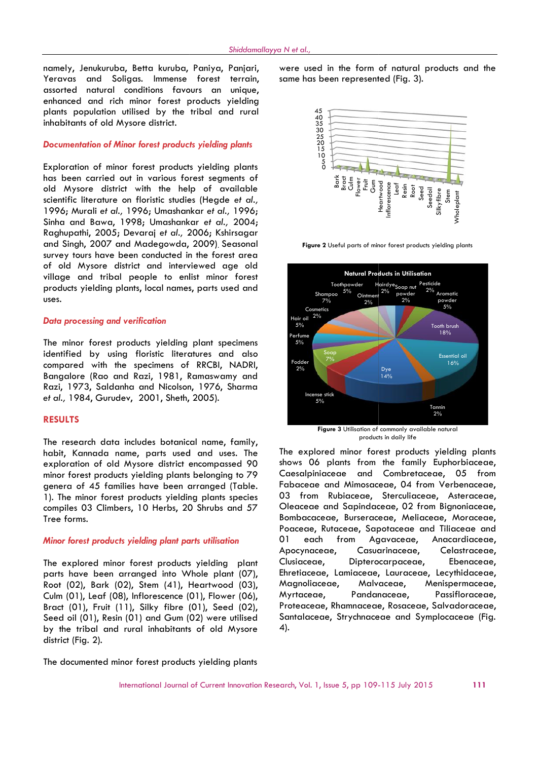namely, Jenukuruba, Betta kuruba, Paniya, Panjari, Yeravas and Soligas. Immense forest terrain, assorted natural conditions favours an unique, enhanced and rich minor forest products yielding plants population utilised by the tribal and rural inhabitants of old Mysore district.

### *Documentation of Minor forest products yielding plants*

Exploration of minor forest products yielding plants has been carried out in various forest segments of old Mysore district with the help of available scientific literature on floristic studies (Hegde *et al.,* 1996; Murali *et al.,* 1996; Umashankar *et al.,* 1996; Sinha and Bawa, 1998; Umashankar *et al.,* 2004; Raghupathi, 2005; Devaraj *et al.,* 2006; Kshirsagar and Singh, 2007 and Madegowda, 2009). Seasonal survey tours have been conducted in the forest area of old Mysore district and interviewed age old village and tribal people to enlist minor forest products yielding plants, local names, parts used and uses.

### *Data processing and verification*

The minor forest products yielding plant specimens identified by using floristic literatures and also compared with the specimens of RRCBI, NADRI, Bangalore (Rao and Razi, 1981, Ramaswamy and Razi, 1973, Saldanha and Nicolson, 1976, Sharma *et al.,* 1984, Gurudev, 2001, Sheth, 2005).

## RESULTS

The research data includes botanical name, family, habit, Kannada name, parts used and uses. The exploration of old Mysore district encompassed 90 minor forest products yielding plants belonging to 79 genera of 45 families have been arranged (Table. 1). The minor forest products yielding plants species compiles 03 Climbers, 10 Herbs, 20 Shrubs and 57 Tree forms.

### *Minor forest products yielding plant parts utilisation*

The explored minor forest products yielding plant parts have been arranged into Whole plant (07), Root (02), Bark (02), Stem (41), Heartwood (03), Culm (01), Leaf (08), Inflorescence (01), Flower (06), Bract (01), Fruit (11), Silky fibre (01), Seed (02), Seed oil (01), Resin (01) and Gum (02) were utilised by the tribal and rural inhabitants of old Mysore district (Fig. 2).

The documented minor forest products yielding plants were used in the form of natural products and the same has been represented (Fig. 3).

**Figure 2** Useful parts of minor forest products yielding plants

**Figure 3** Utilisation of commonly available natural products in daily life

The explored minor forest products yielding plants shows 06 plants from the family Euphorbiaceae, Caesalpiniaceae and Combretaceae, 05 from Fabaceae and Mimosaceae, 04 from Verbenaceae, 03 from Rubiaceae, Sterculiaceae, Asteraceae, Oleaceae and Sapindaceae, 02 from Bignoniaceae, Bombacaceae, Burseraceae, Meliaceae, Moraceae, Poaceae, Rutaceae, Sapotaceae and Tiliaceae and 01 each from Agavaceae, Anacardiaceae, Apocynaceae, Casuarinaceae, Celastraceae, Clusiaceae, Dipterocarpaceae, Ebenaceae, Ehretiaceae, Lamiaceae, Lauraceae, Lecythidaceae, Magnoliaceae, Malvaceae, Menispermaceae, Myrtaceae, Pandanaceae, Passifloraceae, Proteaceae, Rhamnaceae, Rosaceae, Salvadoraceae, Santalaceae, Strychnaceae and Symplocaceae (Fig. 4).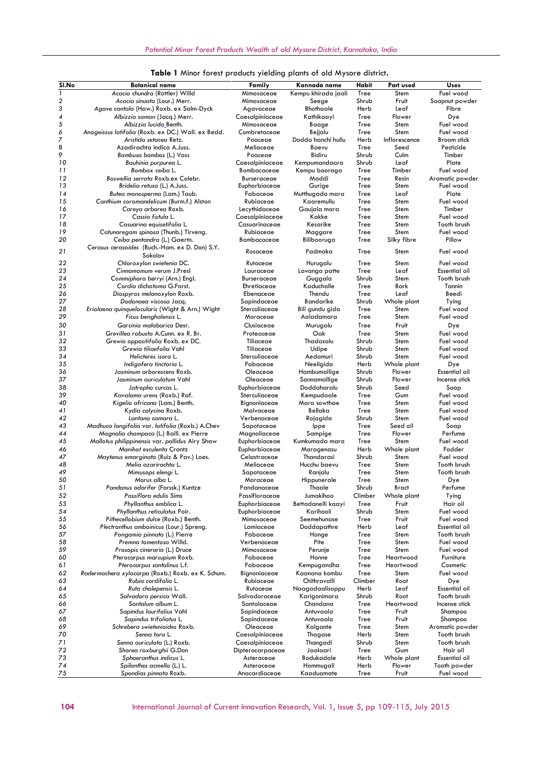**Table 1** Minor forest products yielding plants of old Mysore district.

| Sl.No | Botanical name | Family | Kannada name | Habit | Part used | Uses |
|---|---|---|---|---|---|---|
| 1 | *Acacia chundra* (Rottler) Willd | Mimosaceae | Kempu khirada jaali | Tree | Stem | Fuel wood |
| 2 | *Acacia sinuata* (Lour.) Merr. | Mimosaceae | Seege | Shrub | Fruit | Soapnut powder |
| 3 | *Agave cantala* (Haw.) Roxb. ex Salm-Dyck | Agavaceae | Bhothaale | Herb | Leaf | Fibre |
| 4 | *Albizzia saman* (Jacq.) Merr. | Caesalpiniaceae | Kathikaayi | Tree | Flower | Dye |
| 5 | *Albizzia lucida* Benth. | Mimosaceae | Baage | Tree | Stem | Fuel wood |
| 6 | *Anogeissus latifolia* (Roxb. ex DC.) Wall. ex Bedd. | Combretaceae | Bejjalu | Tree | Stem | Fuel wood |
| 7 | *Aristida setacea* Retz. | Poaceae | Dodda hanchi hullu | Herb | Inflorescence | Broom stick |
| 8 | Azadirachta indica A.Juss. | Meliaceae | Baevu | Tree | Seed | Pesticide |
| 9 | *Bambusa bambos* (L.) Voss | Poaceae | Bidiru | Shrub | Culm | Timber |
| 10 | *Bauhinia purpurea* L. | Caesalpiniaceae | Kempumandaara | Shrub | Leaf | Plate |
| 11 | *Bombax ceiba* L. | Bombacaceae | Kempu booraga | Tree | Timber | Fuel wood |
| 12 | *Boswellia serrata* Roxb.ex Colebr. | Burseraceae | Maddi | Tree | Resin | Aromatic powder |
| 13 | *Bridelia retusa* (L.) A.Juss. | Euphorbiaceae | Gurige | Tree | Stem | Fuel wood |
| 14 | *Butea monosperma* (Lam.) Taub. | Fabaceae | Mutthugada mara | Tree | Leaf | Plate |
| 15 | *Canthium coromandelicum* (Burm.f.) Alston | Rubiaceae | Kaaremullu | Tree | Stem | Fuel wood |
| 16 | *Careya arborea* Roxb. | Lecythidaceae | Gaujala mara | Tree | Stem | Timber |
| 17 | *Cassia fistula* L. | Caesalpiniaceae | Kakke | Tree | Stem | Fuel wood |
| 18 | *Casuarina equisetifolia* L. | Casuarinaceae | Kesarike | Tree | Stem | Tooth brush |
| 19 | *Catunaregam spinosa* (Thunb.) Tirveng. | Rubiaceae | Maggare | Tree | Stem | Fuel wood |
| 20 | *Ceiba pentandra* (L.) Gaertn. | Bombacaceae | Bilibooruga | Tree | Silky fibre | Pillow |
| 21 | *Cerasus cerasoides* (Buch.-Ham. ex D. Don) S.Y. Sokolov | Rosaceae | Padmaka | Tree | Stem | Fuel wood |
| 22 | *Chloroxylon swietenia* DC. | Rutaceae | Hurugalu | Tree | Stem | Fuel wood |
| 23 | *Cinnamomum verum* J.Presl | Lauraceae | Lavanga patte | Tree | Leaf | Essential oil |
| 24 | *Commiphora berryi* (Arn.) Engl. | Burseraceae | Guggala | Shrub | Stem | Tooth brush |
| 25 | *Cordia dichotoma* G.Forst. | Ehretiaceae | Kaduchalle | Tree | Bark | Tannin |
| 26 | *Diospyros melanoxylon* Roxb. | Ebenaceae | Thendu | Tree | Leaf | Beedi |
| 27 | *Dodonaea viscosa* Jacq. | Sapindaceae | Bandarike | Shrub | Whole plant | Tying |
| 28 | *Eriolaena quinquelocularis* (Wight & Arn.) Wight | Sterculiaceae | Bili gundu gida | Tree | Stem | Fuel wood |
| 29 | *Ficus benghalensis* L. | Moraceae | Aaladamara | Tree | Stem | Fuel wood |
| 30 | *Garcinia malabarica* Desr. | Clusiaceae | Murugalu | Tree | Fruit | Dye |
| 31 | *Grevillea robusta* A.Cunn. ex R. Br. | Proteaceae | Oak | Tree | Stem | Fuel wood |
| 32 | *Grewia oppositifolia* Roxb. ex DC. | Tiliaceae | Thadasalu | Shrub | Stem | Fuel wood |
| 33 | *Grewia tiliaefolia* Vahl | Tiliaceae | Udipe | Shrub | Stem | Fuel wood |
| 34 | *Helicteres isora* L. | Sterculiaceae | Aedamuri | Shrub | Stem | Fuel wood |
| 35 | *Indigofera tinctoria* L. | Fabaceae | Neeligida | Herb | Whole plant | Dye |
| 36 | *Jasminum arborescens* Roxb. | Oleaceae | Hambumallige | Shrub | Flower | Essential oil |
| 37 | *Jasminum auriculatum* Vahl | Oleaceae | Sannamallige | Shrub | Flower | Incense stick |
| 38 | *Jatropha curcas* L. | Euphorbiaceae | Doddaharalu | Shrub | Seed | Soap |
| 39 | *Kavalama urens* (Roxb.) Raf. | Sterculiaceae | Kempudaale | Tree | Gum | Fuel wood |
| 40 | *Kigelia africana* (Lam.) Benth. | Bignoniaceae | Mara sowthae | Tree | Stem | Fuel wood |
| 41 | *Kydia calycina* Roxb. | Malvaceae | Bellaka | Tree | Stem | Fuel wood |
| 42 | *Lantana camara* L. | Verbenaceae | Rojagida | Shrub | Stem | Fuel wood |
| 43 | *Madhuca longifolia* var. *latifolia* (Roxb.) A.Chev | Sapotaceae | Ippe | Tree | Seed oil | Soap |
| 44 | *Magnolia champaca* (L.) Baill. ex Pierre | Magnoliaceae | Sampige | Tree | Flower | Perfume |
| 45 | *Mallotus philippinensis* var. *pallidus* Airy Shaw | Euphorbiaceae | Kumkumada mara | Tree | Stem | Fuel wood |
| 46 | *Manihot esculenta* Crantz | Euphorbiaceae | Maragenasu | Herb | Whole plant | Fodder |
| 47 | *Maytenus emarginata* (Ruiz & Pav.) Loes. | Celastraceae | Thandarasi | Shrub | Stem | Fuel wood |
| 48 | *Melia azarirachta* L. | Meliaceae | Hucchu baevu | Tree | Stem | Tooth brush |
| 49 | *Mimusops elengi* L. | Sapotaceae | Ranjalu | Tree | Stem | Tooth brush |
| 50 | *Morus alba* L. | Moraceae | Hippunerale | Tree | Stem | Dye |
| 51 | *Pandanus odorifer* (Forssk.) Kuntze | Pandanaceae | Thaale | Shrub | Bract | Perfume |
| 52 | *Passiflora edulis* Sims | Passifloraceae | Jumakihoo | Climber | Whole plant | Tying |
| 53 | *Phyllanthus emblica* L. | Euphorbiaceae | Bettadanelli kaayi | Tree | Fruit | Hair oil |
| 54 | *Phyllanthus reticulatus* Poir. | Euphorbiaceae | Karihooli | Shrub | Stem | Fuel wood |
| 55 | *Pithecellobium dulce* (Roxb.) Benth. | Mimosaceae | Seemehunase | Tree | Fruit | Fuel wood |
| 56 | *Plectranthus amboinicus* (Lour.) Spreng. | Lamiaceae | Doddapathre | Herb | Leaf | Essential oil |
| 57 | *Pongamia pinnata* (L.) Pierre | Fabaceae | Honge | Tree | Stem | Tooth brush |
| 58 | *Premna tomentosa* Willd. | Verbenaceae | Pite | Tree | Stem | Fuel wood |
| 59 | *Prosopis cineraria* (L.) Druce | Mimosaceae | Perunje | Tree | Stem | Fuel wood |
| 60 | *Pterocarpus marsupium* Roxb. | Fabaceae | Honne | Tree | Heartwood | Furniture |
| 61 | *Pterocarpus santalinus* L.f. | Fabaceae | Kempugandha | Tree | Heartwood | Cosmetic |
| 62 | *Radermachera xylocarpa* (Roxb.) Roxb. ex K. Schum. | Bignoniaceae | Kaanana kombu | Tree | Stem | Fuel wood |
| 63 | *Rubia cordifolia* L. | Rubiaceae | Chithravalli | Climber | Root | Dye |
| 64 | *Ruta chalepensis* L. | Rutaceae | Naagadaalisoppu | Herb | Leaf | Essential oil |
| 65 | *Salvadora persica* Wall. | Salvadoraceae | Karigonimara | Shrub | Root | Tooth brush |
| 66 | *Santalum album* L. | Santalaceae | Chandana | Tree | Heartwood | Incense stick |
| 67 | *Sapindus laurifolius* Vahl | Sapindaceae | Antuvaala | Tree | Fruit | Shampoo |
| 68 | *Sapindus trifoliatus* L. | Sapindaceae | Antuvaala | Tree | Fruit | Shampoo |
| 69 | *Schrebera swietenioides* Roxb. | Oleaceae | Kalgante | Tree | Stem | Aromatic powder |
| 70 | *Senna tora* L. | Caesalpiniaceae | Thagase | Herb | Stem | Tooth brush |
| 71 | *Senna auriculata* (L.) Roxb. | Caesalpiniaceae | Thangadi | Shrub | Stem | Tooth brush |
| 72 | *Shorea roxburghii* G.Don | Dipterocarpaceae | Jaalaari | Tree | Gum | Hair oil |
| 73 | *Sphaeranthus indicus* L. | Asteraceae | Bodukadale | Herb | Whole plant | Essential oil |
| 74 | *Spilanthes acmella* (L.) L. | Asteraceae | Hommugali | Herb | Flower | Tooth powder |
| 75 | *Spondias pinnata* Roxb. | Anacardiaceae | Kaaduamate | Tree | Fruit | Fuel wood |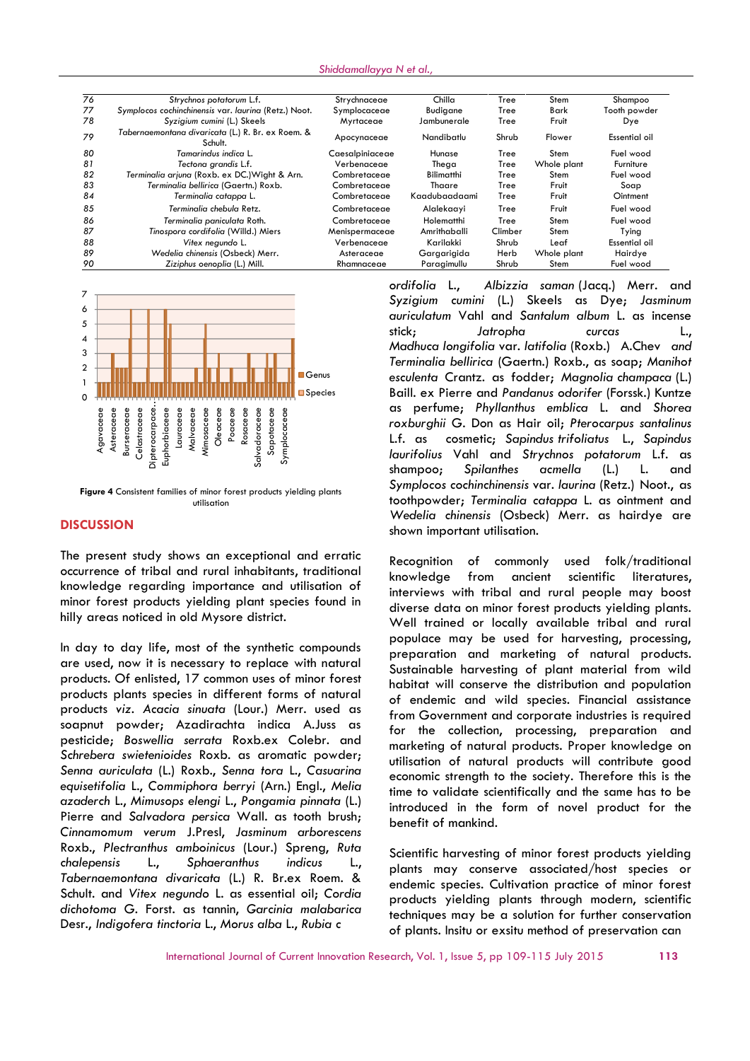| 76 | *Strychnos potatorum* L.f. | Strychnaceae | Chilla | Tree | Stem | Shampoo |
|---|---|---|---|---|---|---|
| 77 | *Symplocos cochinchinensis* var. *laurina* (Retz.) Noot. | Symplocaceae | Budigane | Tree | Bark | Tooth powder |
| 78 | *Syzigium cumini* (L.) Skeels | Myrtaceae | Jambunerale | Tree | Fruit | Dye |
| 79 | *Tabernaemontana divaricata* (L.) R. Br. ex Roem. & Schult. | Apocynaceae | Nandibatlu | Shrub | Flower | Essential oil |
| 80 | *Tamarindus indica* L. | Caesalpiniaceae | Hunase | Tree | Stem | Fuel wood |
| 81 | *Tectona grandis* L.f. | Verbenaceae | Thega | Tree | Whole plant | Furniture |
| 82 | *Terminalia arjuna* (Roxb. ex DC.)Wight & Arn. | Combretaceae | Bilimatthi | Tree | Stem | Fuel wood |
| 83 | *Terminalia bellirica* (Gaertn.) Roxb. | Combretaceae | Thaare | Tree | Fruit | Soap |
| 84 | *Terminalia catappa* L. | Combretaceae | Kaadubaadaami | Tree | Fruit | Ointment |
| 85 | *Terminalia chebula* Retz. | Combretaceae | Alalekaayi | Tree | Fruit | Fuel wood |
| 86 | *Terminalia paniculata* Roth. | Combretaceae | Holematthi | Tree | Stem | Fuel wood |
| 87 | *Tinospora cordifolia* (Willd.) Miers | Menispermaceae | Amrithaballi | Climber | Stem | Tying |
| 88 | *Vitex negundo* L. | Verbenaceae | Karilakki | Shrub | Leaf | Essential oil |
| 89 | *Wedelia chinensis* (Osbeck) Merr. | Asteraceae | Gargarigida | Herb | Whole plant | Hairdye |
| 90 | *Ziziphus oenoplia* (L.) Mill. | Rhamnaceae | Paragimullu | Shrub | Stem | Fuel wood |

**Figure 4** Consistent families of minor forest products yielding plants utilisation

## DISCUSSION

The present study shows an exceptional and erratic occurrence of tribal and rural inhabitants, traditional knowledge regarding importance and utilisation of minor forest products yielding plant species found in hilly areas noticed in old Mysore district.

In day to day life, most of the synthetic compounds are used, now it is necessary to replace with natural products. Of enlisted, 17 common uses of minor forest products plants species in different forms of natural products *viz*. *Acacia sinuata* (Lour.) Merr. used as soapnut powder; Azadirachta indica A.Juss as pesticide; *Boswellia serrata* Roxb.ex Colebr. and *Schrebera swietenioides* Roxb. as aromatic powder; *Senna auriculata* (L.) Roxb., *Senna tora* L., *Casuarina equisetifolia* L., *Commiphora berryi* (Arn.) Engl., *Melia azaderch* L., *Mimusops elengi* L., *Pongamia pinnata* (L.) Pierre and *Salvadora persica* Wall. as tooth brush; *Cinnamomum verum* J.Presl, *Jasminum arborescens* Roxb., *Plectranthus amboinicus* (Lour.) Spreng, *Ruta chalepensis* L., *Sphaeranthus indicus* L., *Tabernaemontana divaricata* (L.) R. Br.ex Roem. & Schult. and *Vitex negundo* L. as essential oil; *Cordia dichotoma* G. Forst. as tannin, *Garcinia malabarica* Desr., *Indigofera tinctoria* L., *Morus alba* L., *Rubia cordifolia* L., *Albizzia saman* (Jacq.) Merr. and *Syzigium cumini* (L.) Skeels as Dye; *Jasminum auriculatum* Vahl and *Santalum album* L. as incense stick; *Jatropha curcas* L., *Madhuca longifolia* var. *latifolia* (Roxb.) A.Chev *and Terminalia bellirica* (Gaertn.) Roxb., as soap; *Manihot esculenta* Crantz. as fodder; *Magnolia champaca* (L.) Baill. ex Pierre and *Pandanus odorifer* (Forssk.) Kuntze as perfume; *Phyllanthus emblica* L. and *Shorea roxburghii* G. Don as Hair oil; *Pterocarpus santalinus* L.f. as cosmetic; *Sapindus trifoliatus* L., *Sapindus laurifolius* Vahl and *Strychnos potatorum* L.f. as shampoo; *Spilanthes acmella* (L.) L. and *Symplocos cochinchinensis* var. *laurina* (Retz.) Noot., as toothpowder; *Terminalia catappa* L. as ointment and *Wedelia chinensis* (Osbeck) Merr. as hairdye are shown important utilisation.

Recognition of commonly used folk/traditional knowledge from ancient scientific literatures, interviews with tribal and rural people may boost diverse data on minor forest products yielding plants. Well trained or locally available tribal and rural populace may be used for harvesting, processing, preparation and marketing of natural products. Sustainable harvesting of plant material from wild habitat will conserve the distribution and population of endemic and wild species. Financial assistance from Government and corporate industries is required for the collection, processing, preparation and marketing of natural products. Proper knowledge on utilisation of natural products will contribute good economic strength to the society. Therefore this is the time to validate scientifically and the same has to be introduced in the form of novel product for the benefit of mankind.

Scientific harvesting of minor forest products yielding plants may conserve associated/host species or endemic species. Cultivation practice of minor forest products yielding plants through modern, scientific techniques may be a solution for further conservation of plants. Insitu or exsitu method of preservation can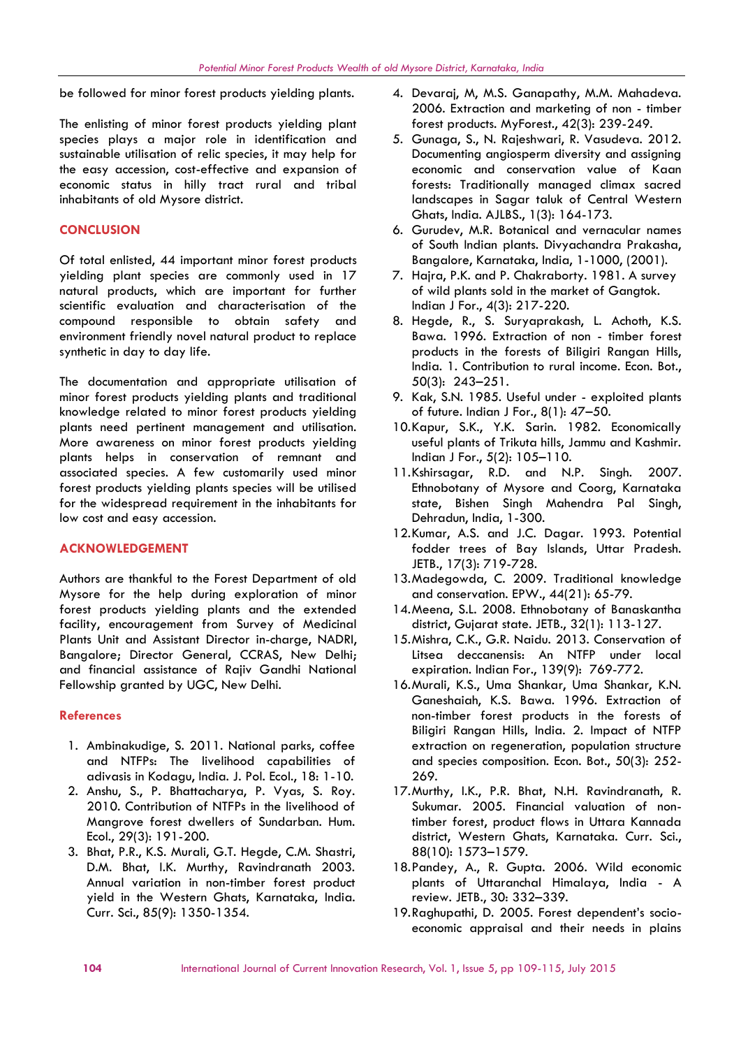be followed for minor forest products yielding plants.

The enlisting of minor forest products yielding plant species plays a major role in identification and sustainable utilisation of relic species, it may help for the easy accession, cost-effective and expansion of economic status in hilly tract rural and tribal inhabitants of old Mysore district.

## CONCLUSION

Of total enlisted, 44 important minor forest products yielding plant species are commonly used in 17 natural products, which are important for further scientific evaluation and characterisation of the compound responsible to obtain safety and environment friendly novel natural product to replace synthetic in day to day life.

The documentation and appropriate utilisation of minor forest products yielding plants and traditional knowledge related to minor forest products yielding plants need pertinent management and utilisation. More awareness on minor forest products yielding plants helps in conservation of remnant and associated species. A few customarily used minor forest products yielding plants species will be utilised for the widespread requirement in the inhabitants for low cost and easy accession.

## ACKNOWLEDGEMENT

Authors are thankful to the Forest Department of old Mysore for the help during exploration of minor forest products yielding plants and the extended facility, encouragement from Survey of Medicinal Plants Unit and Assistant Director in-charge, NADRI, Bangalore; Director General, CCRAS, New Delhi; and financial assistance of Rajiv Gandhi National Fellowship granted by UGC, New Delhi.

## References

1. Ambinakudige, S. 2011. National parks, coffee and NTFPs: The livelihood capabilities of adivasis in Kodagu, India. J. Pol. Ecol., 18: 1-10.
2. Anshu, S., P. Bhattacharya, P. Vyas, S. Roy. 2010. Contribution of NTFPs in the livelihood of Mangrove forest dwellers of Sundarban. Hum. Ecol., 29(3): 191-200.
3. Bhat, P.R., K.S. Murali, G.T. Hegde, C.M. Shastri, D.M. Bhat, I.K. Murthy, Ravindranath 2003. Annual variation in non-timber forest product yield in the Western Ghats, Karnataka, India. Curr. Sci., 85(9): 1350-1354.
4. Devaraj, M, M.S. Ganapathy, M.M. Mahadeva. 2006. Extraction and marketing of non - timber forest products. MyForest., 42(3): 239-249.
5. Gunaga, S., N. Rajeshwari, R. Vasudeva. 2012. Documenting angiosperm diversity and assigning economic and conservation value of Kaan forests: Traditionally managed climax sacred landscapes in Sagar taluk of Central Western Ghats, India. AJLBS., 1(3): 164-173.
6. Gurudev, M.R. Botanical and vernacular names of South Indian plants. Divyachandra Prakasha, Bangalore, Karnataka, India, 1-1000, (2001).
7. Hajra, P.K. and P. Chakraborty. 1981. A survey of wild plants sold in the market of Gangtok. Indian J For., 4(3): 217-220.
8. Hegde, R., S. Suryaprakash, L. Achoth, K.S. Bawa. 1996. Extraction of non - timber forest products in the forests of Biligiri Rangan Hills, India. 1. Contribution to rural income. Econ. Bot., 50(3): 243–251.
9. Kak, S.N. 1985. Useful under - exploited plants of future. Indian J For., 8(1): 47–50.
10. Kapur, S.K., Y.K. Sarin. 1982. Economically useful plants of Trikuta hills, Jammu and Kashmir. Indian J For., 5(2): 105–110.
11. Kshirsagar, R.D. and N.P. Singh. 2007. Ethnobotany of Mysore and Coorg, Karnataka state, Bishen Singh Mahendra Pal Singh, Dehradun, India, 1-300.
12. Kumar, A.S. and J.C. Dagar. 1993. Potential fodder trees of Bay Islands, Uttar Pradesh. JETB., 17(3): 719-728.
13. Madegowda, C. 2009. Traditional knowledge and conservation. EPW., 44(21): 65-79.
14. Meena, S.L. 2008. Ethnobotany of Banaskantha district, Gujarat state. JETB., 32(1): 113-127.
15. Mishra, C.K., G.R. Naidu. 2013. Conservation of Litsea deccanensis: An NTFP under local expiration. Indian For., 139(9): 769-772.
16. Murali, K.S., Uma Shankar, Uma Shankar, K.N. Ganeshaiah, K.S. Bawa. 1996. Extraction of non-timber forest products in the forests of Biligiri Rangan Hills, India. 2. Impact of NTFP extraction on regeneration, population structure and species composition. Econ. Bot., 50(3): 252-269.
17. Murthy, I.K., P.R. Bhat, N.H. Ravindranath, R. Sukumar. 2005. Financial valuation of non-timber forest, product flows in Uttara Kannada district, Western Ghats, Karnataka. Curr. Sci., 88(10): 1573–1579.
18. Pandey, A., R. Gupta. 2006. Wild economic plants of Uttaranchal Himalaya, India - A review. JETB., 30: 332–339.
19. Raghupathi, D. 2005. Forest dependent's socio-economic appraisal and their needs in plains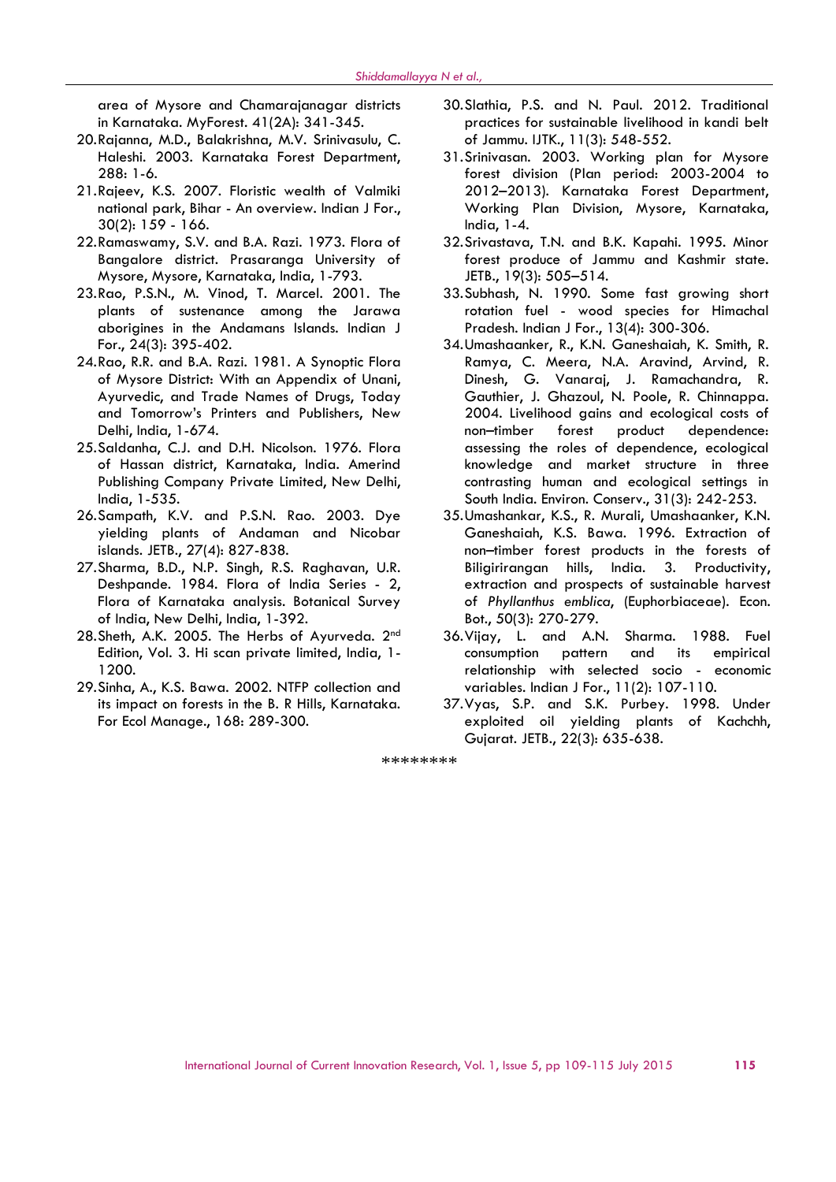area of Mysore and Chamarajanagar districts in Karnataka. MyForest. 41(2A): 341-345.

20. Rajanna, M.D., Balakrishna, M.V. Srinivasulu, C. Haleshi. 2003. Karnataka Forest Department, 288: 1-6.
21. Rajeev, K.S. 2007. Floristic wealth of Valmiki national park, Bihar - An overview. Indian J For., 30(2): 159 - 166.
22. Ramaswamy, S.V. and B.A. Razi. 1973. Flora of Bangalore district. Prasaranga University of Mysore, Mysore, Karnataka, India, 1-793.
23. Rao, P.S.N., M. Vinod, T. Marcel. 2001. The plants of sustenance among the Jarawa aborigines in the Andamans Islands. Indian J For., 24(3): 395-402.
24. Rao, R.R. and B.A. Razi. 1981. A Synoptic Flora of Mysore District: With an Appendix of Unani, Ayurvedic, and Trade Names of Drugs, Today and Tomorrow's Printers and Publishers, New Delhi, India, 1-674.
25. Saldanha, C.J. and D.H. Nicolson. 1976. Flora of Hassan district, Karnataka, India. Amerind Publishing Company Private Limited, New Delhi, India, 1-535.
26. Sampath, K.V. and P.S.N. Rao. 2003. Dye yielding plants of Andaman and Nicobar islands. JETB., 27(4): 827-838.
27. Sharma, B.D., N.P. Singh, R.S. Raghavan, U.R. Deshpande. 1984. Flora of India Series - 2, Flora of Karnataka analysis. Botanical Survey of India, New Delhi, India, 1-392.
28. Sheth, A.K. 2005. The Herbs of Ayurveda. 2nd Edition, Vol. 3. Hi scan private limited, India, 1-1200.
29. Sinha, A., K.S. Bawa. 2002. NTFP collection and its impact on forests in the B. R Hills, Karnataka. For Ecol Manage., 168: 289-300.
30. Slathia, P.S. and N. Paul. 2012. Traditional practices for sustainable livelihood in kandi belt of Jammu. IJTK., 11(3): 548-552.
31. Srinivasan. 2003. Working plan for Mysore forest division (Plan period: 2003-2004 to 2012–2013). Karnataka Forest Department, Working Plan Division, Mysore, Karnataka, India, 1-4.
32. Srivastava, T.N. and B.K. Kapahi. 1995. Minor forest produce of Jammu and Kashmir state. JETB., 19(3): 505–514.
33. Subhash, N. 1990. Some fast growing short rotation fuel - wood species for Himachal Pradesh. Indian J For., 13(4): 300-306.
34. Umashaanker, R., K.N. Ganeshaiah, K. Smith, R. Ramya, C. Meera, N.A. Aravind, Arvind, R. Dinesh, G. Vanaraj, J. Ramachandra, R. Gauthier, J. Ghazoul, N. Poole, R. Chinnappa. 2004. Livelihood gains and ecological costs of non–timber forest product dependence: assessing the roles of dependence, ecological knowledge and market structure in three contrasting human and ecological settings in South India. Environ. Conserv., 31(3): 242-253.
35. Umashankar, K.S., R. Murali, Umashaanker, K.N. Ganeshaiah, K.S. Bawa. 1996. Extraction of non–timber forest products in the forests of Biligirirangan hills, India. 3. Productivity, extraction and prospects of sustainable harvest of *Phyllanthus emblica*, (Euphorbiaceae). Econ. Bot., 50(3): 270-279.
36. Vijay, L. and A.N. Sharma. 1988. Fuel consumption pattern and its empirical relationship with selected socio - economic variables. Indian J For., 11(2): 107-110.
37. Vyas, S.P. and S.K. Purbey. 1998. Under exploited oil yielding plants of Kachchh, Gujarat. JETB., 22(3): 635-638.

********